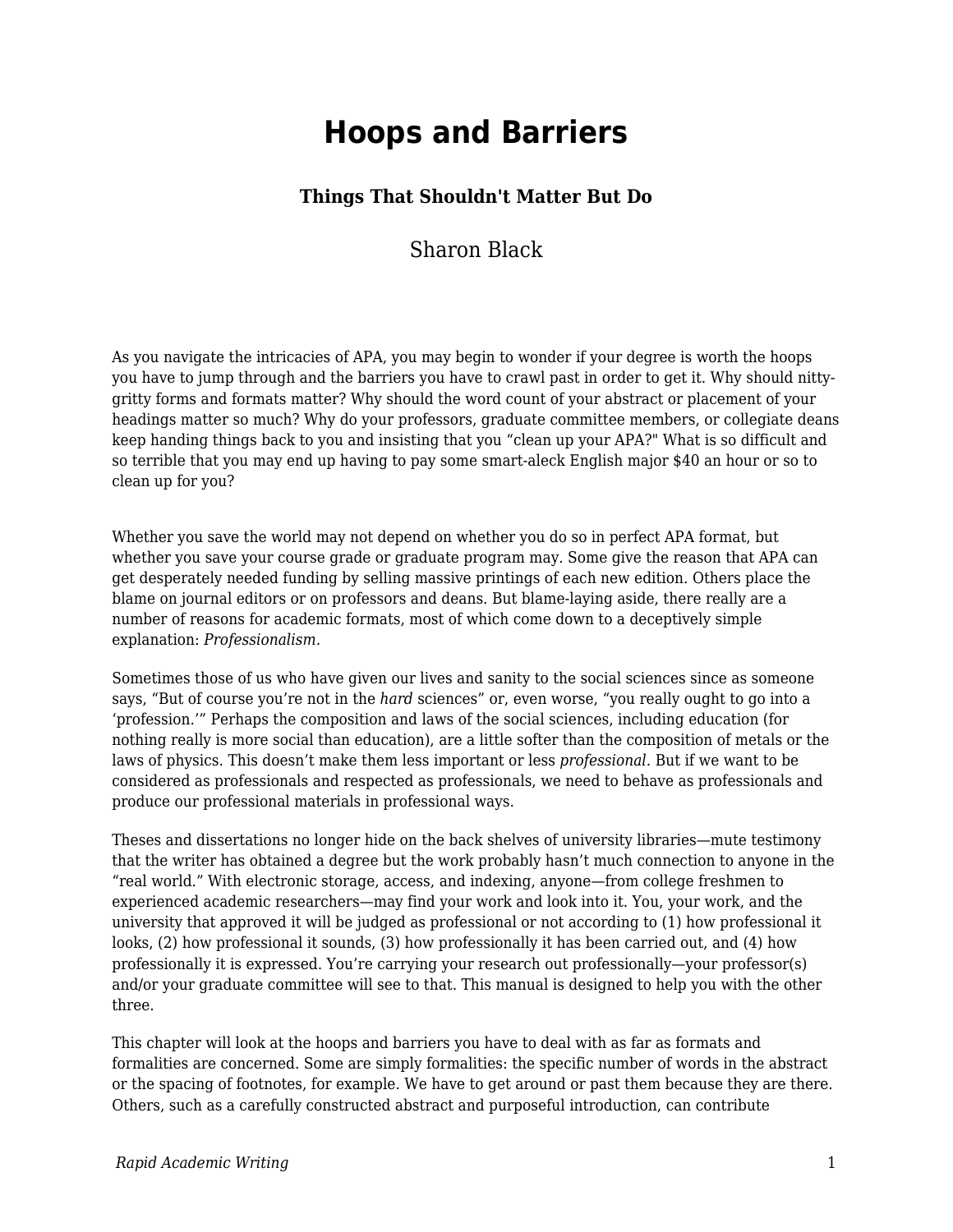# Hoops and Barriers

### Things That Shouldn't Matter But Do

Sharon Black

As you navigate the intricacies of APA, you may begin to wonder if your degree is worth the hoops you have to jump through and the barriers you have to crawl past in order to get it. Why should nitty-gritty forms and formats matter? Why should the word count of your abstract or placement of your headings matter so much? Why do your professors, graduate committee members, or collegiate deans keep handing things back to you and insisting that you "clean up your APA?" What is so difficult and so terrible that you may end up having to pay some smart-aleck English major $40 an hour or so to clean up for you?

Whether you save the world may not depend on whether you do so in perfect APA format, but whether you save your course grade or graduate program may. Some give the reason that APA can get desperately needed funding by selling massive printings of each new edition. Others place the blame on journal editors or on professors and deans. But blame-laying aside, there really are a number of reasons for academic formats, most of which come down to a deceptively simple explanation: *Professionalism.*

Sometimes those of us who have given our lives and sanity to the social sciences since as someone says, "But of course you're not in the *hard* sciences" or, even worse, "you really ought to go into a 'profession.'" Perhaps the composition and laws of the social sciences, including education (for nothing really is more social than education), are a little softer than the composition of metals or the laws of physics. This doesn't make them less important or less *professional*. But if we want to be considered as professionals and respected as professionals, we need to behave as professionals and produce our professional materials in professional ways.

Theses and dissertations no longer hide on the back shelves of university libraries—mute testimony that the writer has obtained a degree but the work probably hasn't much connection to anyone in the "real world." With electronic storage, access, and indexing, anyone—from college freshmen to experienced academic researchers—may find your work and look into it. You, your work, and the university that approved it will be judged as professional or not according to (1) how professional it looks, (2) how professional it sounds, (3) how professionally it has been carried out, and (4) how professionally it is expressed. You're carrying your research out professionally—your professor(s) and/or your graduate committee will see to that. This manual is designed to help you with the other three.

This chapter will look at the hoops and barriers you have to deal with as far as formats and formalities are concerned. Some are simply formalities: the specific number of words in the abstract or the spacing of footnotes, for example. We have to get around or past them because they are there. Others, such as a carefully constructed abstract and purposeful introduction, can contribute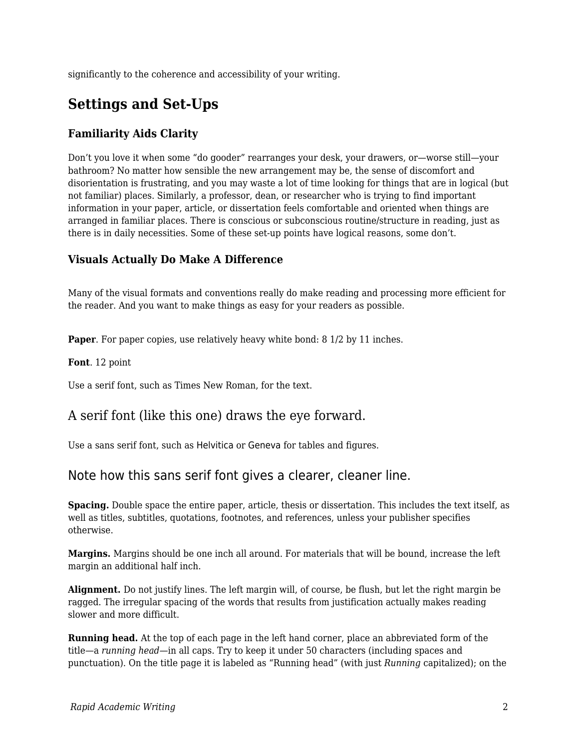significantly to the coherence and accessibility of your writing.

## Settings and Set-Ups

### Familiarity Aids Clarity

Don't you love it when some "do gooder" rearranges your desk, your drawers, or—worse still—your bathroom? No matter how sensible the new arrangement may be, the sense of discomfort and disorientation is frustrating, and you may waste a lot of time looking for things that are in logical (but not familiar) places. Similarly, a professor, dean, or researcher who is trying to find important information in your paper, article, or dissertation feels comfortable and oriented when things are arranged in familiar places. There is conscious or subconscious routine/structure in reading, just as there is in daily necessities. Some of these set-up points have logical reasons, some don't.

### Visuals Actually Do Make A Difference

Many of the visual formats and conventions really do make reading and processing more efficient for the reader. And you want to make things as easy for your readers as possible.

**Paper**. For paper copies, use relatively heavy white bond: 8 1/2 by 11 inches.

**Font**. 12 point

Use a serif font, such as Times New Roman, for the text.

A serif font (like this one) draws the eye forward.

Use a sans serif font, such as Helvitica or Geneva for tables and figures.

Note how this sans serif font gives a clearer, cleaner line.

**Spacing.** Double space the entire paper, article, thesis or dissertation. This includes the text itself, as well as titles, subtitles, quotations, footnotes, and references, unless your publisher specifies otherwise.

**Margins.** Margins should be one inch all around. For materials that will be bound, increase the left margin an additional half inch.

**Alignment.** Do not justify lines. The left margin will, of course, be flush, but let the right margin be ragged. The irregular spacing of the words that results from justification actually makes reading slower and more difficult.

**Running head.** At the top of each page in the left hand corner, place an abbreviated form of the title—a *running head*—in all caps. Try to keep it under 50 characters (including spaces and punctuation). On the title page it is labeled as "Running head" (with just *Running* capitalized); on the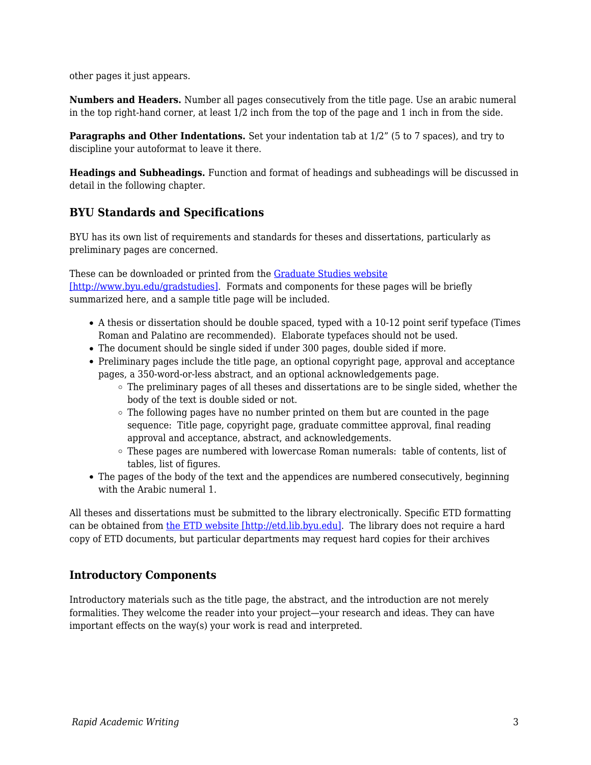other pages it just appears.

**Numbers and Headers.** Number all pages consecutively from the title page. Use an arabic numeral in the top right-hand corner, at least 1/2 inch from the top of the page and 1 inch in from the side.

**Paragraphs and Other Indentations.** Set your indentation tab at 1/2" (5 to 7 spaces), and try to discipline your autoformat to leave it there.

**Headings and Subheadings.** Function and format of headings and subheadings will be discussed in detail in the following chapter.

### BYU Standards and Specifications

BYU has its own list of requirements and standards for theses and dissertations, particularly as preliminary pages are concerned.

These can be downloaded or printed from the [Graduate Studies website [http://www.byu.edu/gradstudies]](http://www.byu.edu/gradstudies). Formats and components for these pages will be briefly summarized here, and a sample title page will be included.

- A thesis or dissertation should be double spaced, typed with a 10-12 point serif typeface (Times Roman and Palatino are recommended). Elaborate typefaces should not be used.
- The document should be single sided if under 300 pages, double sided if more.
- Preliminary pages include the title page, an optional copyright page, approval and acceptance pages, a 350-word-or-less abstract, and an optional acknowledgements page.
    - The preliminary pages of all theses and dissertations are to be single sided, whether the body of the text is double sided or not.
    - The following pages have no number printed on them but are counted in the page sequence: Title page, copyright page, graduate committee approval, final reading approval and acceptance, abstract, and acknowledgements.
    - These pages are numbered with lowercase Roman numerals: table of contents, list of tables, list of figures.
- The pages of the body of the text and the appendices are numbered consecutively, beginning with the Arabic numeral 1.

All theses and dissertations must be submitted to the library electronically. Specific ETD formatting can be obtained from [the ETD website [http://etd.lib.byu.edu]](http://etd.lib.byu.edu). The library does not require a hard copy of ETD documents, but particular departments may request hard copies for their archives

### Introductory Components

Introductory materials such as the title page, the abstract, and the introduction are not merely formalities. They welcome the reader into your project—your research and ideas. They can have important effects on the way(s) your work is read and interpreted.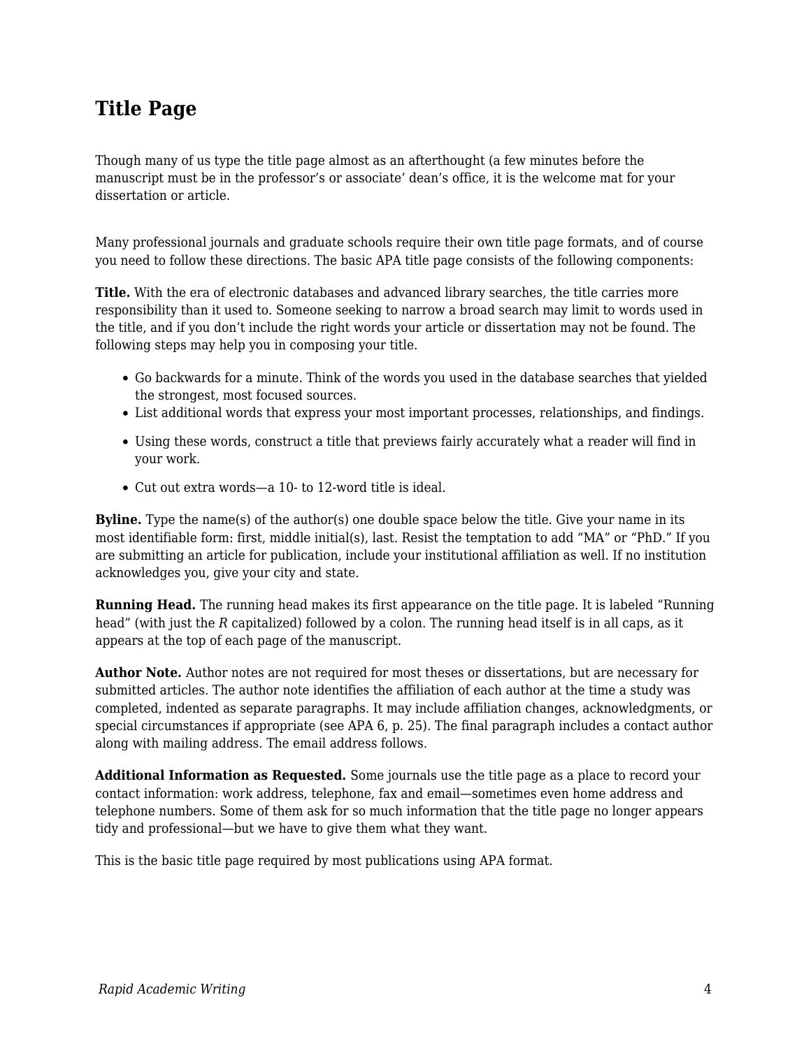## Title Page

Though many of us type the title page almost as an afterthought (a few minutes before the manuscript must be in the professor's or associate' dean's office, it is the welcome mat for your dissertation or article.

Many professional journals and graduate schools require their own title page formats, and of course you need to follow these directions. The basic APA title page consists of the following components:

**Title.** With the era of electronic databases and advanced library searches, the title carries more responsibility than it used to. Someone seeking to narrow a broad search may limit to words used in the title, and if you don't include the right words your article or dissertation may not be found. The following steps may help you in composing your title.

- Go backwards for a minute. Think of the words you used in the database searches that yielded the strongest, most focused sources.
- List additional words that express your most important processes, relationships, and findings.
- Using these words, construct a title that previews fairly accurately what a reader will find in your work.
- Cut out extra words—a 10- to 12-word title is ideal.

**Byline.** Type the name(s) of the author(s) one double space below the title. Give your name in its most identifiable form: first, middle initial(s), last. Resist the temptation to add "MA" or "PhD." If you are submitting an article for publication, include your institutional affiliation as well. If no institution acknowledges you, give your city and state.

**Running Head.** The running head makes its first appearance on the title page. It is labeled "Running head" (with just the *R* capitalized) followed by a colon. The running head itself is in all caps, as it appears at the top of each page of the manuscript.

**Author Note.** Author notes are not required for most theses or dissertations, but are necessary for submitted articles. The author note identifies the affiliation of each author at the time a study was completed, indented as separate paragraphs. It may include affiliation changes, acknowledgments, or special circumstances if appropriate (see APA 6, p. 25). The final paragraph includes a contact author along with mailing address. The email address follows.

**Additional Information as Requested.** Some journals use the title page as a place to record your contact information: work address, telephone, fax and email—sometimes even home address and telephone numbers. Some of them ask for so much information that the title page no longer appears tidy and professional—but we have to give them what they want.

This is the basic title page required by most publications using APA format.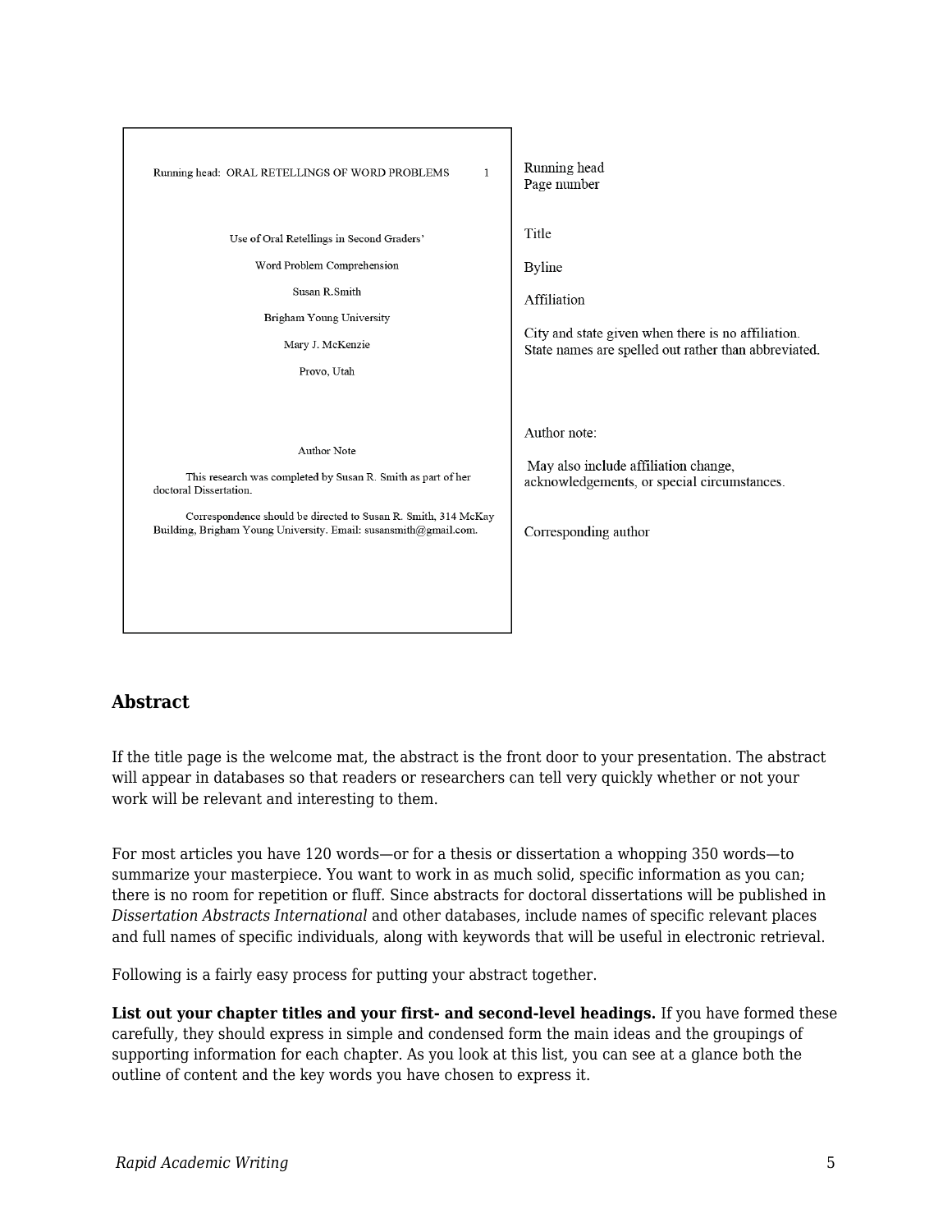Running head: ORAL RETELLINGS OF WORD PROBLEMS 1

Use of Oral Retellings in Second Graders'

Word Problem Comprehension

Susan R.Smith

Brigham Young University

Mary J. McKenzie

Provo, Utah

Author Note

This research was completed by Susan R. Smith as part of her doctoral Dissertation.

Correspondence should be directed to Susan R. Smith, 314 McKay Building, Brigham Young University. Email: susansmith@gmail.com.

Running head
Page number

Title

Byline

Affiliation

City and state given when there is no affiliation. State names are spelled out rather than abbreviated.

Author note:

May also include affiliation change, acknowledgements, or special circumstances.

Corresponding author

## Abstract

If the title page is the welcome mat, the abstract is the front door to your presentation. The abstract will appear in databases so that readers or researchers can tell very quickly whether or not your work will be relevant and interesting to them.

For most articles you have 120 words—or for a thesis or dissertation a whopping 350 words—to summarize your masterpiece. You want to work in as much solid, specific information as you can; there is no room for repetition or fluff. Since abstracts for doctoral dissertations will be published in *Dissertation Abstracts International* and other databases, include names of specific relevant places and full names of specific individuals, along with keywords that will be useful in electronic retrieval.

Following is a fairly easy process for putting your abstract together.

**List out your chapter titles and your first- and second-level headings.** If you have formed these carefully, they should express in simple and condensed form the main ideas and the groupings of supporting information for each chapter. As you look at this list, you can see at a glance both the outline of content and the key words you have chosen to express it.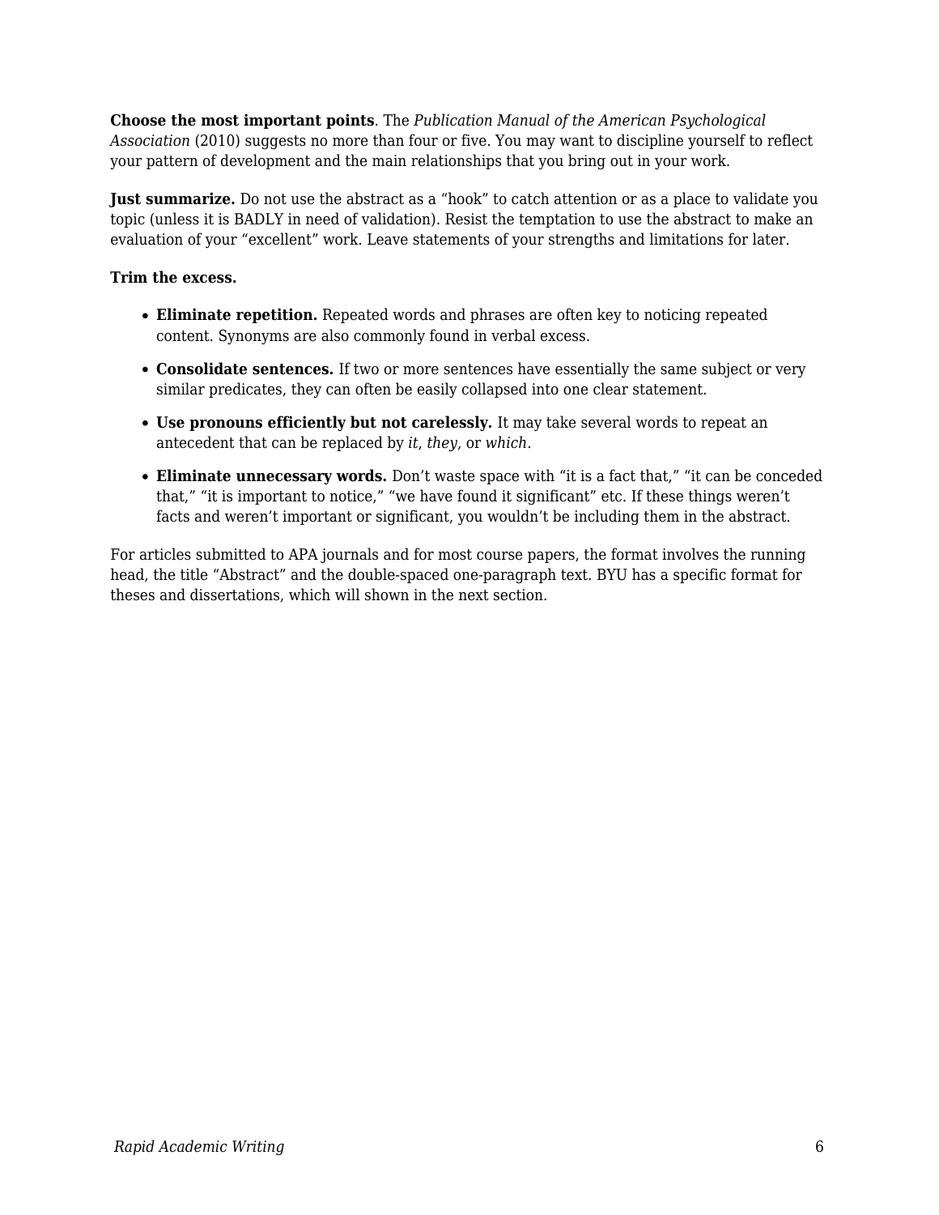**Choose the most important points**. The *Publication Manual of the American Psychological Association* (2010) suggests no more than four or five. You may want to discipline yourself to reflect your pattern of development and the main relationships that you bring out in your work.

**Just summarize.** Do not use the abstract as a "hook" to catch attention or as a place to validate you topic (unless it is BADLY in need of validation). Resist the temptation to use the abstract to make an evaluation of your "excellent" work. Leave statements of your strengths and limitations for later.

**Trim the excess.**

- **Eliminate repetition.** Repeated words and phrases are often key to noticing repeated content. Synonyms are also commonly found in verbal excess.
- **Consolidate sentences.** If two or more sentences have essentially the same subject or very similar predicates, they can often be easily collapsed into one clear statement.
- **Use pronouns efficiently but not carelessly.** It may take several words to repeat an antecedent that can be replaced by *it*, *they*, or *which*.
- **Eliminate unnecessary words.** Don't waste space with "it is a fact that," "it can be conceded that," "it is important to notice," "we have found it significant" etc. If these things weren't facts and weren't important or significant, you wouldn't be including them in the abstract.

For articles submitted to APA journals and for most course papers, the format involves the running head, the title "Abstract" and the double-spaced one-paragraph text. BYU has a specific format for theses and dissertations, which will shown in the next section.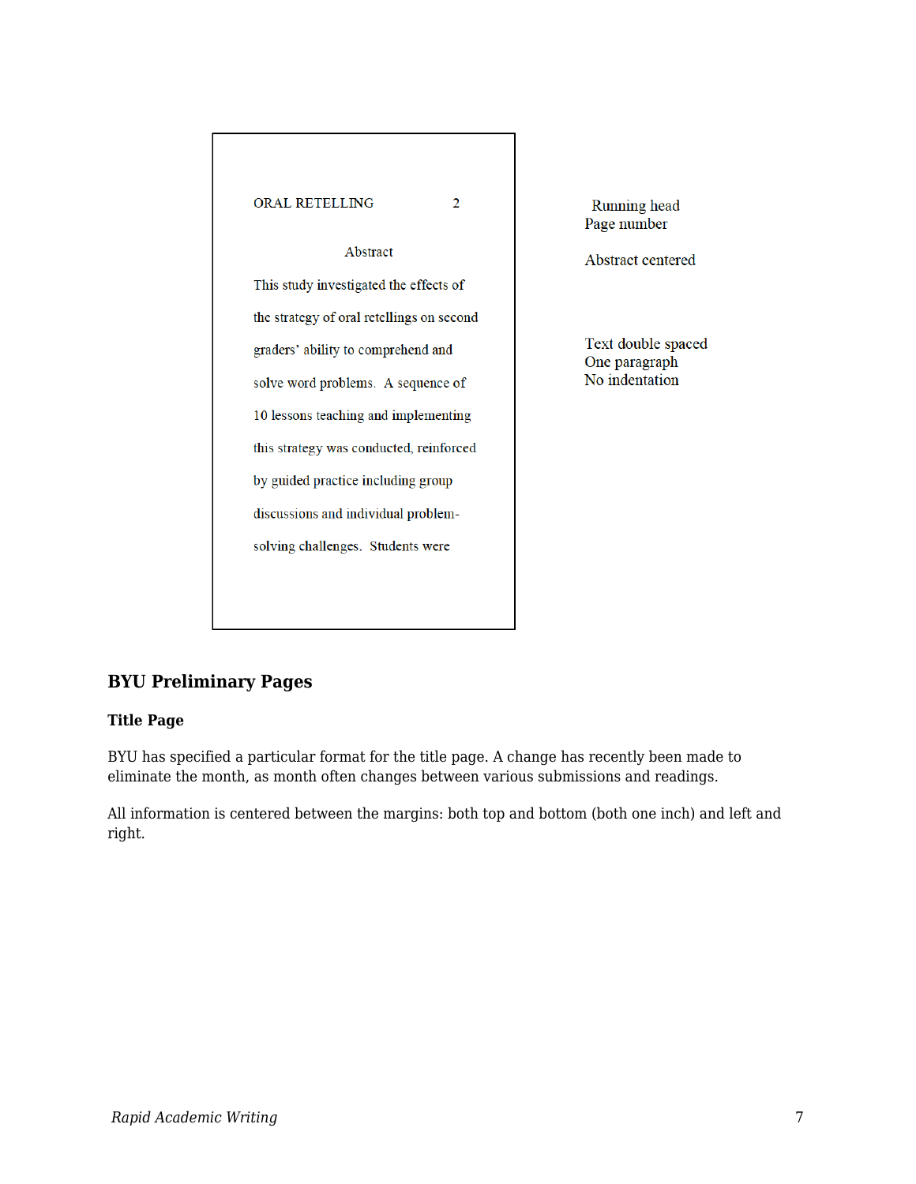ORAL RETELLING 2

Abstract

This study investigated the effects of the strategy of oral retellings on second graders' ability to comprehend and solve word problems. A sequence of 10 lessons teaching and implementing this strategy was conducted, reinforced by guided practice including group discussions and individual problem-solving challenges. Students were

Running head
Page number

Abstract centered

Text double spaced
One paragraph
No indentation

## BYU Preliminary Pages

### Title Page

BYU has specified a particular format for the title page. A change has recently been made to eliminate the month, as month often changes between various submissions and readings.

All information is centered between the margins: both top and bottom (both one inch) and left and right.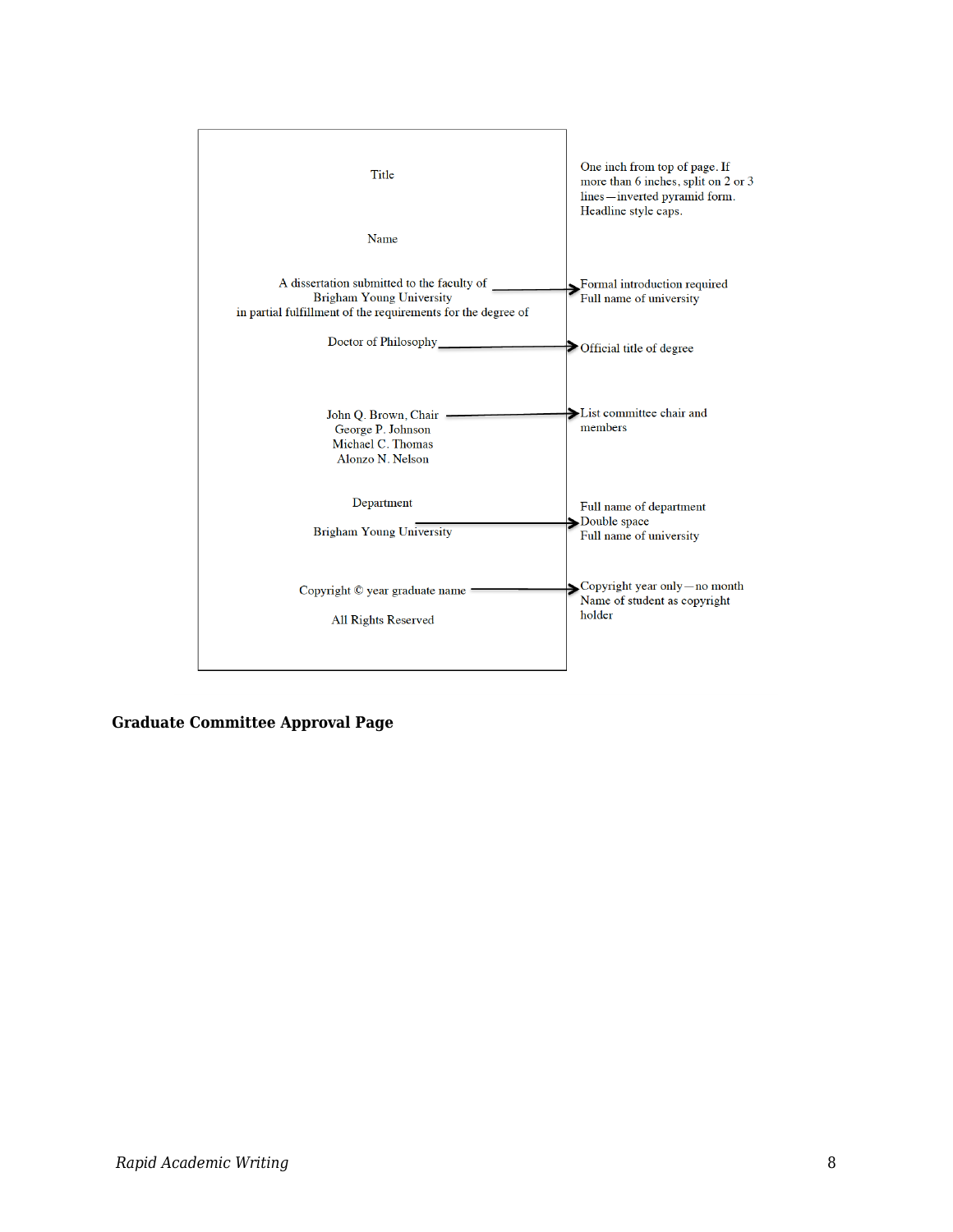Title

Name

A dissertation submitted to the faculty of
Brigham Young University
in partial fulfillment of the requirements for the degree of

Doctor of Philosophy

John Q. Brown, Chair
George P. Johnson
Michael C. Thomas
Alonzo N. Nelson

Department

Brigham Young University

Copyright © year graduate name

All Rights Reserved

---

- One inch from top of page. If more than 6 inches, split on 2 or 3 lines—inverted pyramid form. Headline style caps.
- Formal introduction required. Full name of university
- Official title of degree
- List committee chair and members
- Full name of department. Double space. Full name of university
- Copyright year only—no month. Name of student as copyright holder

## Graduate Committee Approval Page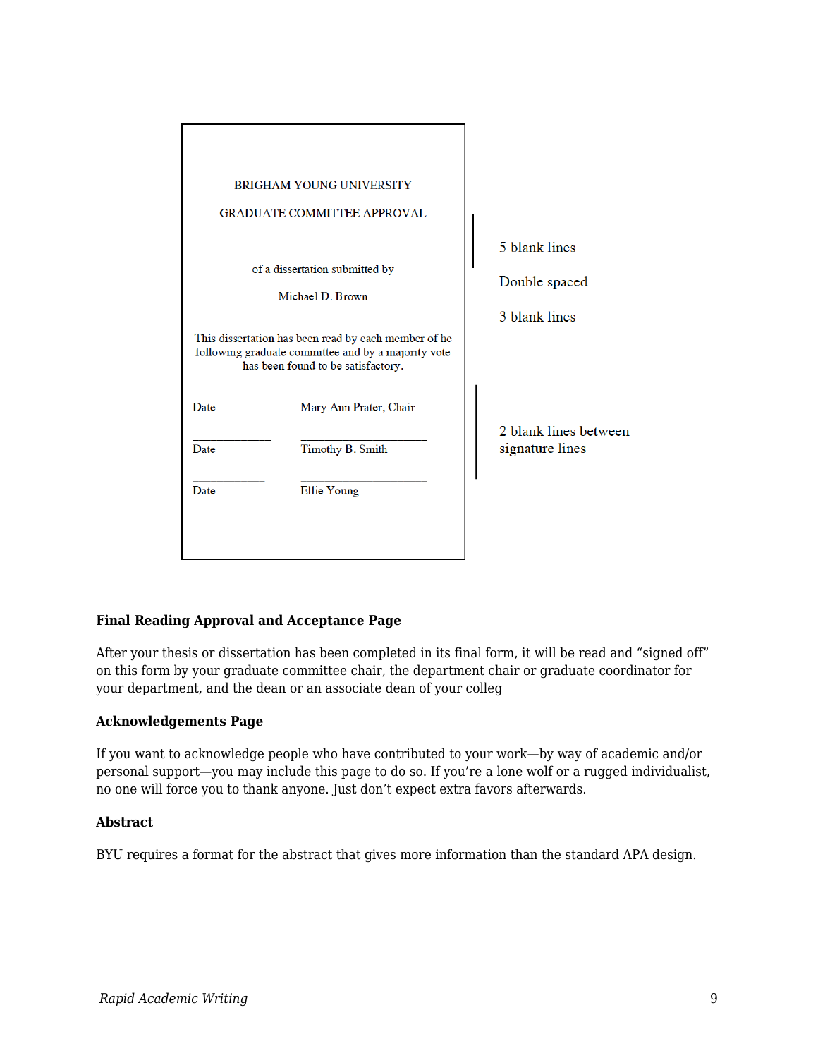BRIGHAM YOUNG UNIVERSITY

GRADUATE COMMITTEE APPROVAL

of a dissertation submitted by

Michael D. Brown

This dissertation has been read by each member of he following graduate committee and by a majority vote has been found to be satisfactory.

| | |
|---|---|
| Date | Mary Ann Prater, Chair |
| Date | Timothy B. Smith |
| Date | Ellie Young |

5 blank lines

Double spaced

3 blank lines

2 blank lines between signature lines

**Final Reading Approval and Acceptance Page**

After your thesis or dissertation has been completed in its final form, it will be read and "signed off" on this form by your graduate committee chair, the department chair or graduate coordinator for your department, and the dean or an associate dean of your colleg

**Acknowledgements Page**

If you want to acknowledge people who have contributed to your work—by way of academic and/or personal support—you may include this page to do so. If you're a lone wolf or a rugged individualist, no one will force you to thank anyone. Just don't expect extra favors afterwards.

**Abstract**

BYU requires a format for the abstract that gives more information than the standard APA design.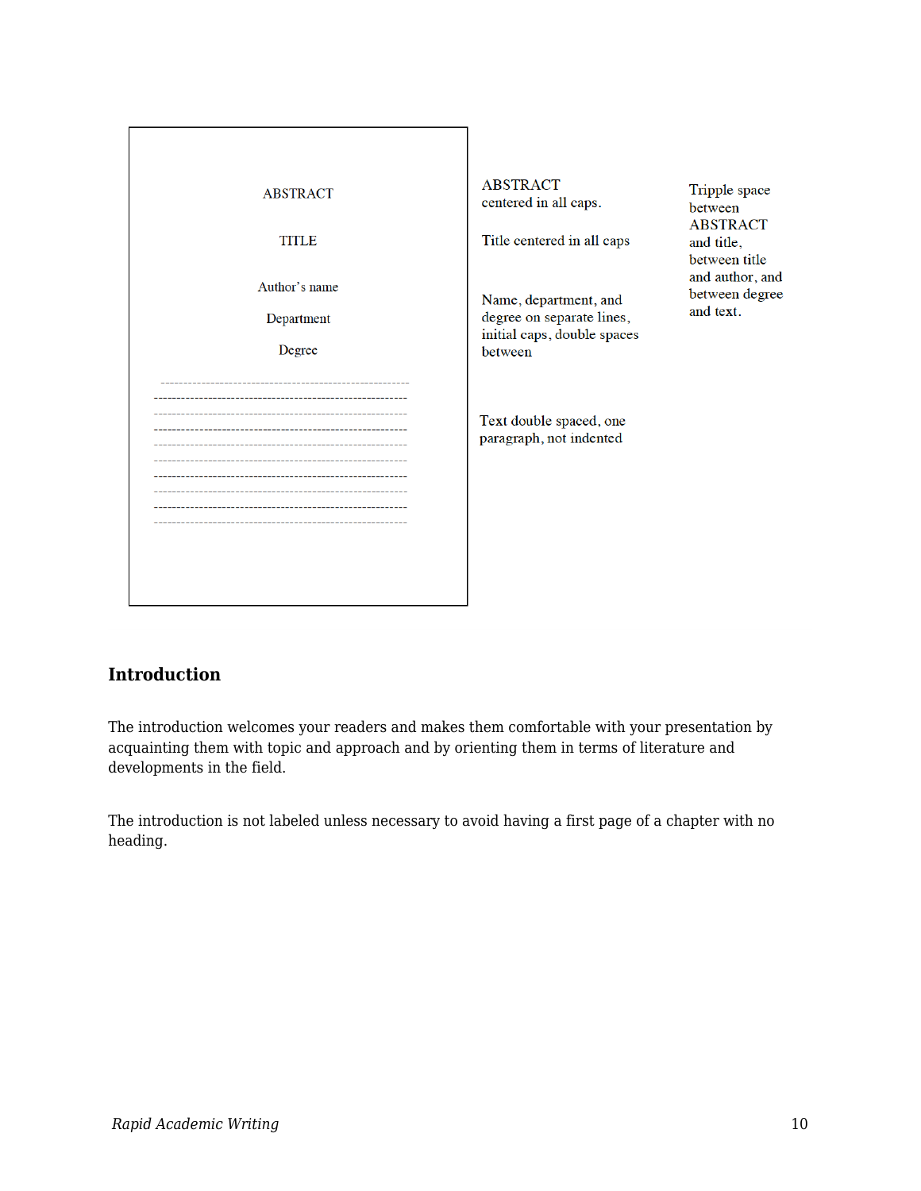ABSTRACT

TITLE

Author's name

Department

Degree

---

ABSTRACT centered in all caps.

Title centered in all caps

Name, department, and degree on separate lines, initial caps, double spaces between

Text double spaced, one paragraph, not indented

Tripple space between ABSTRACT and title, between title and author, and between degree and text.

## Introduction

The introduction welcomes your readers and makes them comfortable with your presentation by acquainting them with topic and approach and by orienting them in terms of literature and developments in the field.

The introduction is not labeled unless necessary to avoid having a first page of a chapter with no heading.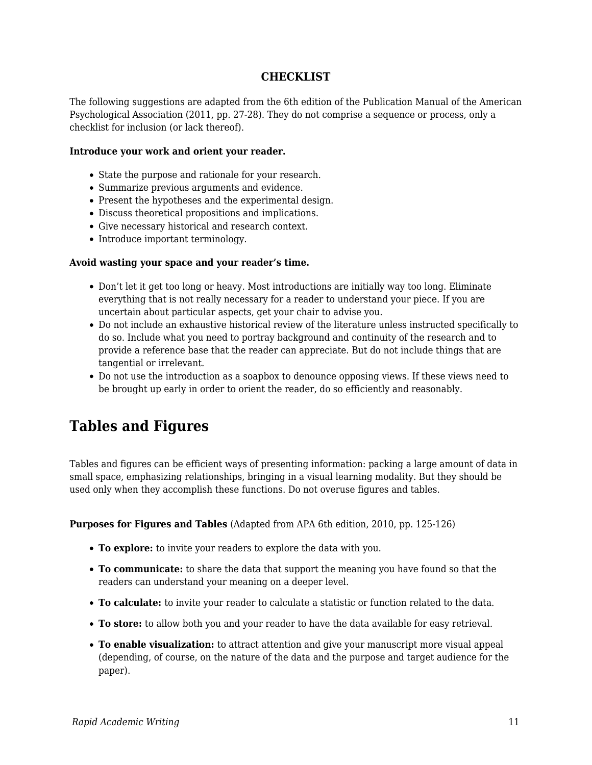### CHECKLIST

The following suggestions are adapted from the 6th edition of the Publication Manual of the American Psychological Association (2011, pp. 27-28). They do not comprise a sequence or process, only a checklist for inclusion (or lack thereof).

**Introduce your work and orient your reader.**

- State the purpose and rationale for your research.
- Summarize previous arguments and evidence.
- Present the hypotheses and the experimental design.
- Discuss theoretical propositions and implications.
- Give necessary historical and research context.
- Introduce important terminology.

**Avoid wasting your space and your reader's time.**

- Don't let it get too long or heavy. Most introductions are initially way too long. Eliminate everything that is not really necessary for a reader to understand your piece. If you are uncertain about particular aspects, get your chair to advise you.
- Do not include an exhaustive historical review of the literature unless instructed specifically to do so. Include what you need to portray background and continuity of the research and to provide a reference base that the reader can appreciate. But do not include things that are tangential or irrelevant.
- Do not use the introduction as a soapbox to denounce opposing views. If these views need to be brought up early in order to orient the reader, do so efficiently and reasonably.

## Tables and Figures

Tables and figures can be efficient ways of presenting information: packing a large amount of data in small space, emphasizing relationships, bringing in a visual learning modality. But they should be used only when they accomplish these functions. Do not overuse figures and tables.

**Purposes for Figures and Tables** (Adapted from APA 6th edition, 2010, pp. 125-126)

- **To explore:** to invite your readers to explore the data with you.
- **To communicate:** to share the data that support the meaning you have found so that the readers can understand your meaning on a deeper level.
- **To calculate:** to invite your reader to calculate a statistic or function related to the data.
- **To store:** to allow both you and your reader to have the data available for easy retrieval.
- **To enable visualization:** to attract attention and give your manuscript more visual appeal (depending, of course, on the nature of the data and the purpose and target audience for the paper).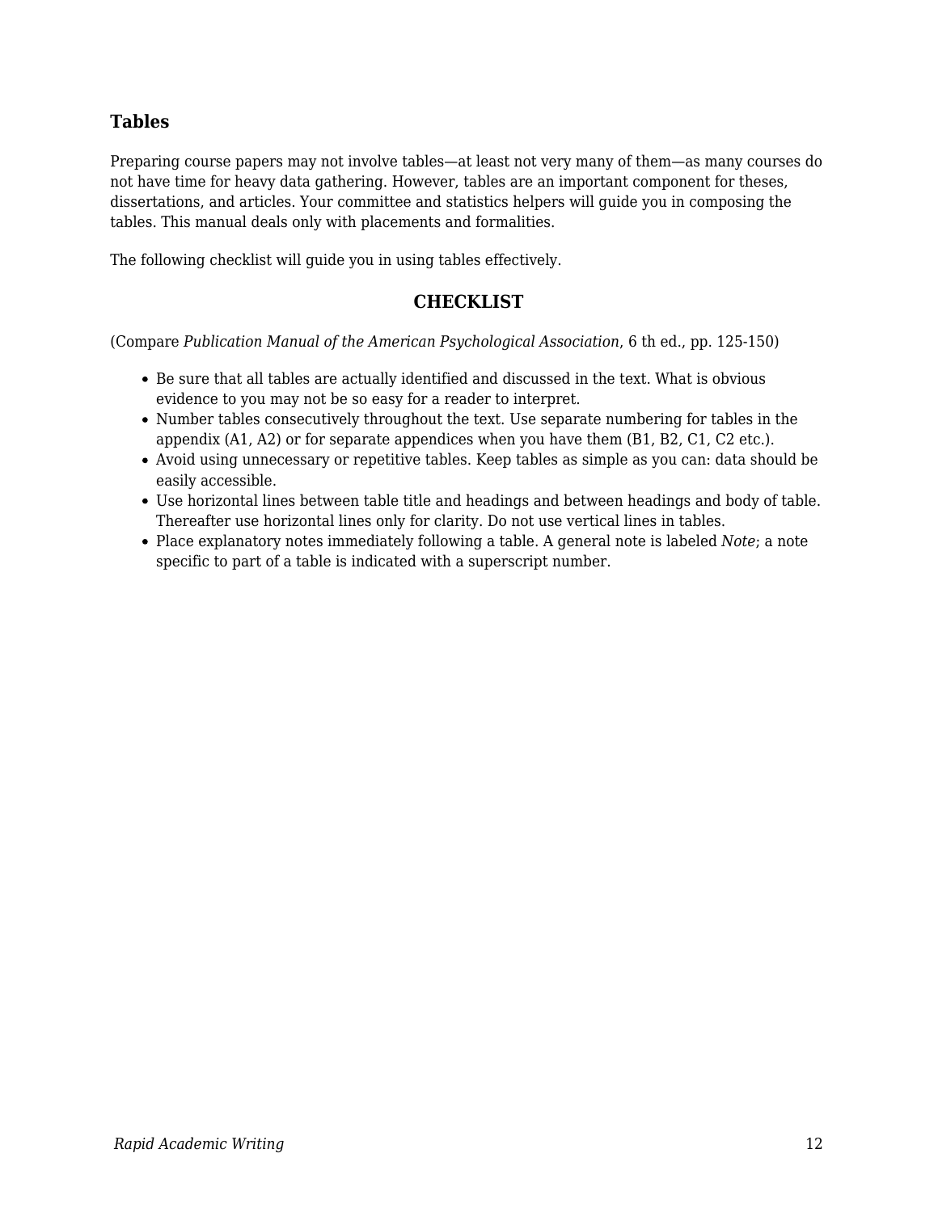### Tables

Preparing course papers may not involve tables—at least not very many of them—as many courses do not have time for heavy data gathering. However, tables are an important component for theses, dissertations, and articles. Your committee and statistics helpers will guide you in composing the tables. This manual deals only with placements and formalities.

The following checklist will guide you in using tables effectively.

#### CHECKLIST

(Compare *Publication Manual of the American Psychological Association*, 6 th ed., pp. 125-150)

- Be sure that all tables are actually identified and discussed in the text. What is obvious evidence to you may not be so easy for a reader to interpret.
- Number tables consecutively throughout the text. Use separate numbering for tables in the appendix (A1, A2) or for separate appendices when you have them (B1, B2, C1, C2 etc.).
- Avoid using unnecessary or repetitive tables. Keep tables as simple as you can: data should be easily accessible.
- Use horizontal lines between table title and headings and between headings and body of table. Thereafter use horizontal lines only for clarity. Do not use vertical lines in tables.
- Place explanatory notes immediately following a table. A general note is labeled *Note*; a note specific to part of a table is indicated with a superscript number.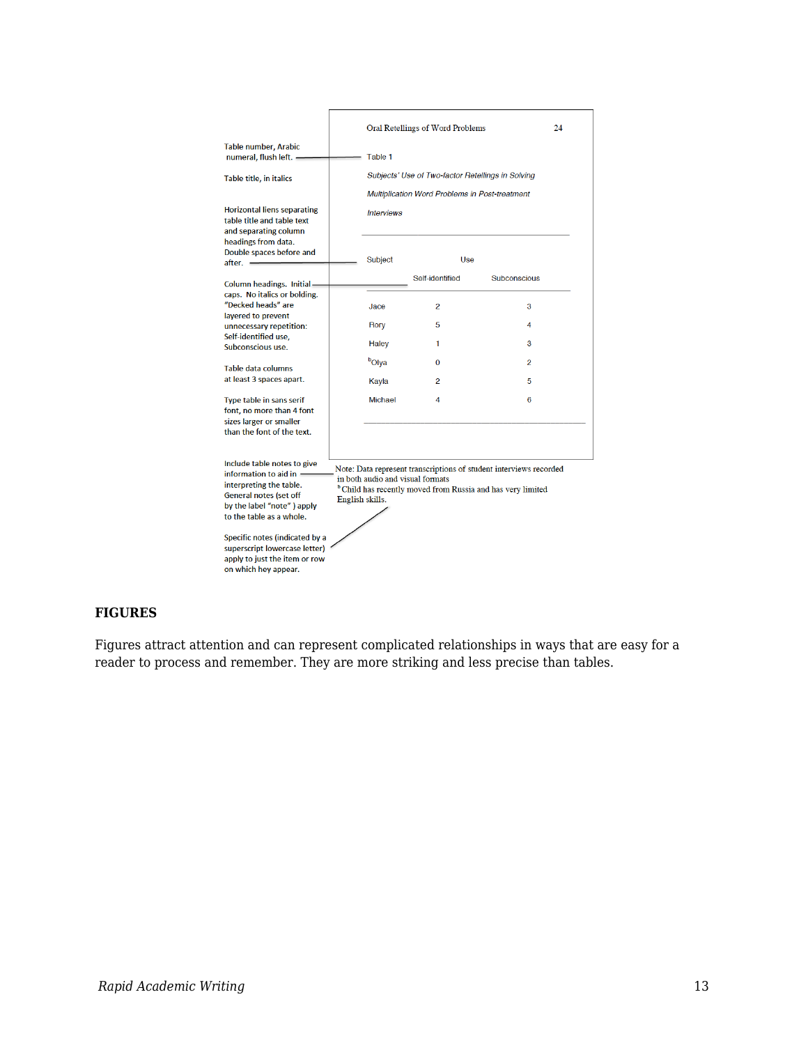Table number, Arabic numeral, flush left.

Table title, in italics

Horizontal liens separating table title and table text and separating column headings from data. Double spaces before and after.

Column headings. Initial caps. No italics or bolding. "Decked heads" are layered to prevent unnecessary repetition: Self-identified use, Subconscious use.

Table data columns at least 3 spaces apart.

Type table in sans serif font, no more than 4 font sizes larger or smaller than the font of the text.

Include table notes to give information to aid in interpreting the table. General notes (set off by the label "note") apply to the table as a whole.

Specific notes (indicated by a superscript lowercase letter) apply to just the item or row on which hey appear.

Oral Retellings of Word Problems 24

Table 1

*Subjects' Use of Two-factor Retellings in Solving Multiplication Word Problems in Post-treatment Interviews*

| Subject | Use | |
|---|---|---|
| | Self-identified | Subconscious |
| Jace | 2 | 3 |
| Rory | 5 | 4 |
| Haley | 1 | 3 |
| [b]Olya | 0 | 2 |
| Kayla | 2 | 5 |
| Michael | 4 | 6 |

Note: Data represent transcriptions of student interviews recorded in both audio and visual formats
[b] Child has recently moved from Russia and has very limited English skills.

## FIGURES

Figures attract attention and can represent complicated relationships in ways that are easy for a reader to process and remember. They are more striking and less precise than tables.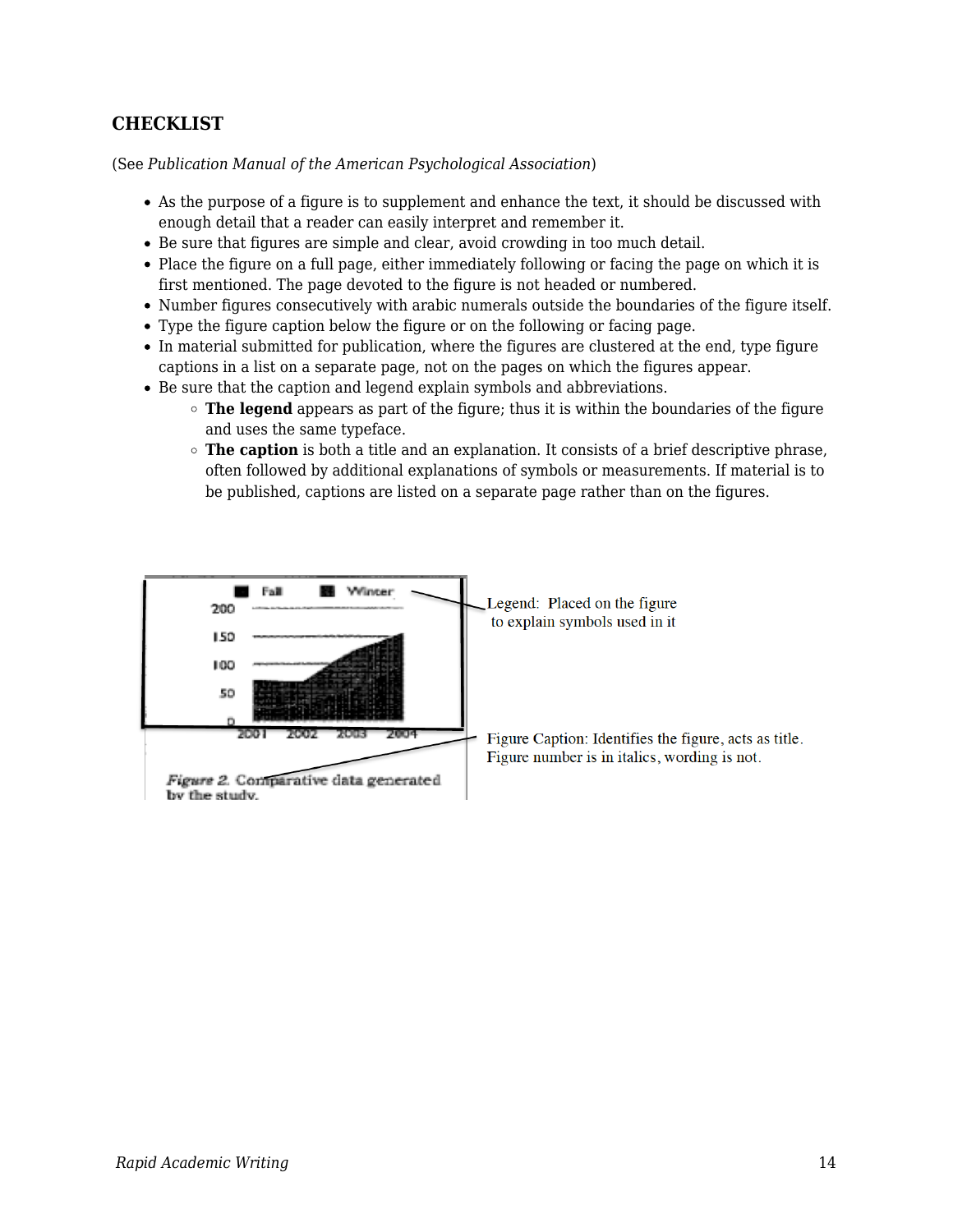## CHECKLIST

(See *Publication Manual of the American Psychological Association*)

- As the purpose of a figure is to supplement and enhance the text, it should be discussed with enough detail that a reader can easily interpret and remember it.
- Be sure that figures are simple and clear, avoid crowding in too much detail.
- Place the figure on a full page, either immediately following or facing the page on which it is first mentioned. The page devoted to the figure is not headed or numbered.
- Number figures consecutively with arabic numerals outside the boundaries of the figure itself.
- Type the figure caption below the figure or on the following or facing page.
- In material submitted for publication, where the figures are clustered at the end, type figure captions in a list on a separate page, not on the pages on which the figures appear.
- Be sure that the caption and legend explain symbols and abbreviations.
  - **The legend** appears as part of the figure; thus it is within the boundaries of the figure and uses the same typeface.
  - **The caption** is both a title and an explanation. It consists of a brief descriptive phrase, often followed by additional explanations of symbols or measurements. If material is to be published, captions are listed on a separate page rather than on the figures.

Legend: Placed on the figure to explain symbols used in it

Figure Caption: Identifies the figure, acts as title. Figure number is in italics, wording is not.

*Figure 2.* Comparative data generated by the study.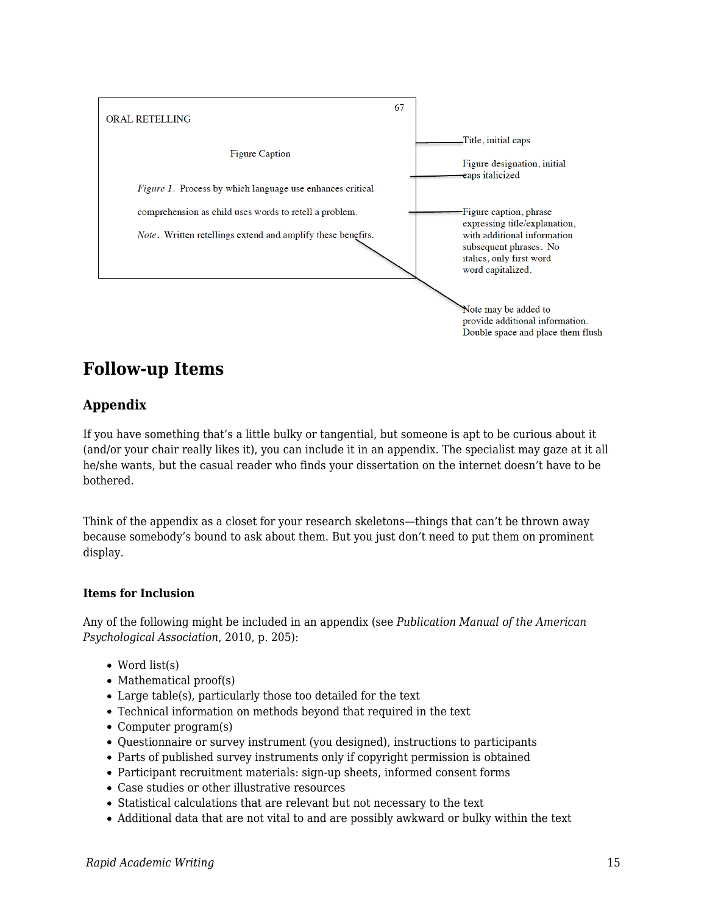67

ORAL RETELLING

Figure Caption

*Figure 1*. Process by which language use enhances critical comprehension as child uses words to retell a problem.

*Note*. Written retellings extend and amplify these benefits.

Title, initial caps

Figure designation, initial caps italicized

Figure caption, phrase expressing title/explanation, with additional information subsequent phrases. No italics, only first word word capitalized.

Note may be added to provide additional information. Double space and place them flush

## Follow-up Items

### Appendix

If you have something that's a little bulky or tangential, but someone is apt to be curious about it (and/or your chair really likes it), you can include it in an appendix. The specialist may gaze at it all he/she wants, but the casual reader who finds your dissertation on the internet doesn't have to be bothered.

Think of the appendix as a closet for your research skeletons—things that can't be thrown away because somebody's bound to ask about them. But you just don't need to put them on prominent display.

#### Items for Inclusion

Any of the following might be included in an appendix (see *Publication Manual of the American Psychological Association*, 2010, p. 205):

- Word list(s)
- Mathematical proof(s)
- Large table(s), particularly those too detailed for the text
- Technical information on methods beyond that required in the text
- Computer program(s)
- Questionnaire or survey instrument (you designed), instructions to participants
- Parts of published survey instruments only if copyright permission is obtained
- Participant recruitment materials: sign-up sheets, informed consent forms
- Case studies or other illustrative resources
- Statistical calculations that are relevant but not necessary to the text
- Additional data that are not vital to and are possibly awkward or bulky within the text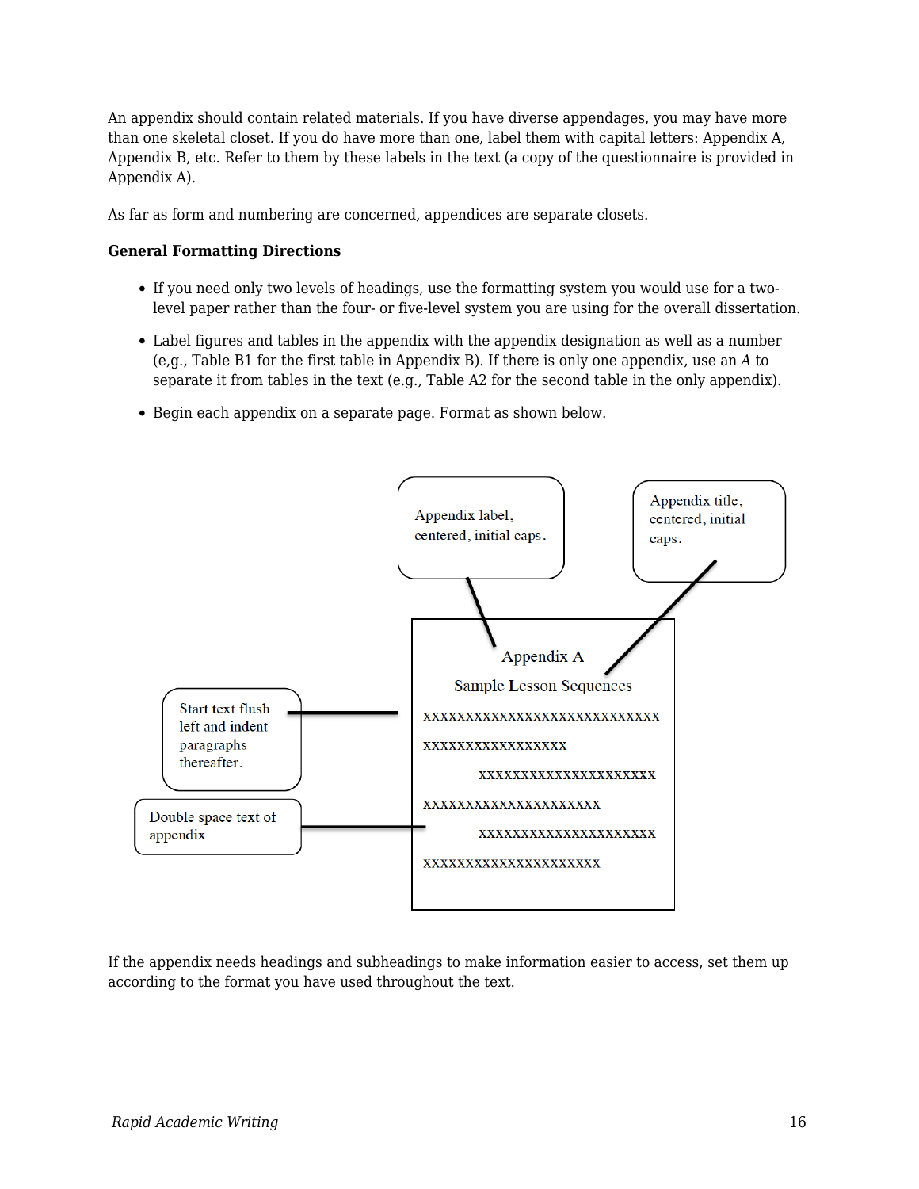An appendix should contain related materials. If you have diverse appendages, you may have more than one skeletal closet. If you do have more than one, label them with capital letters: Appendix A, Appendix B, etc. Refer to them by these labels in the text (a copy of the questionnaire is provided in Appendix A).

As far as form and numbering are concerned, appendices are separate closets.

**General Formatting Directions**

- If you need only two levels of headings, use the formatting system you would use for a two-level paper rather than the four- or five-level system you are using for the overall dissertation.
- Label figures and tables in the appendix with the appendix designation as well as a number (e,g., Table B1 for the first table in Appendix B). If there is only one appendix, use an *A* to separate it from tables in the text (e.g., Table A2 for the second table in the only appendix).
- Begin each appendix on a separate page. Format as shown below.

Appendix label, centered, initial caps.

Appendix title, centered, initial caps.

Start text flush left and indent paragraphs thereafter.

Double space text of appendix

Appendix A

Sample Lesson Sequences

xxxxxxxxxxxxxxxxxxxxxxxxxxxxx

xxxxxxxxxxxxxxxxxx

xxxxxxxxxxxxxxxxxxxxxx

xxxxxxxxxxxxxxxxxxxxxx

xxxxxxxxxxxxxxxxxxxxxx

xxxxxxxxxxxxxxxxxxxxxx

If the appendix needs headings and subheadings to make information easier to access, set them up according to the format you have used throughout the text.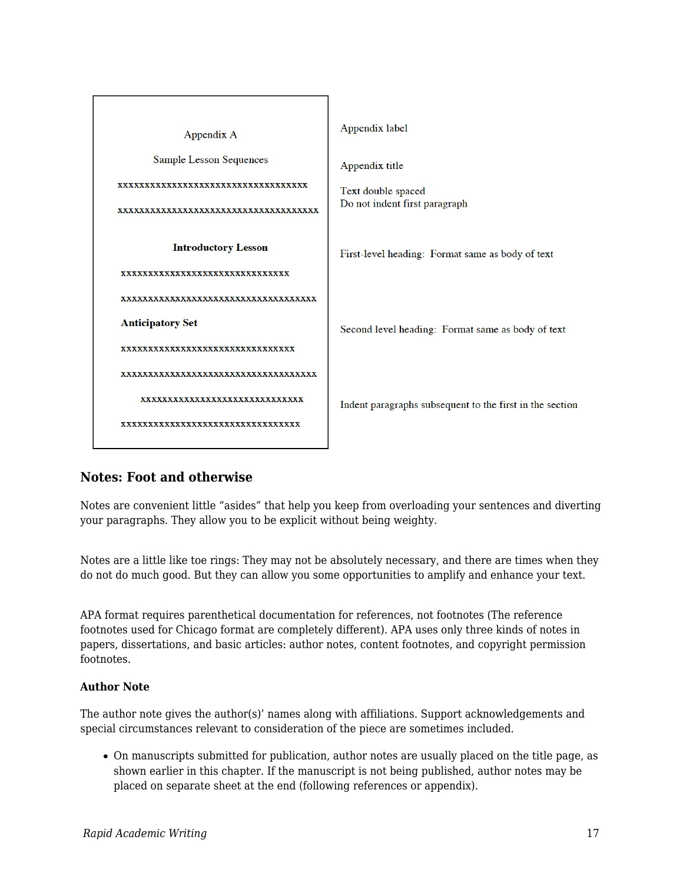| | |
|---|---|
| Appendix A | Appendix label |
| Sample Lesson Sequences | Appendix title |
| xxxxxxxxxxxxxxxxxxxxxxxxxxxxxxxxxxxxx<br>xxxxxxxxxxxxxxxxxxxxxxxxxxxxxxxxxxxxxxx | Text double spaced<br>Do not indent first paragraph |
| **Introductory Lesson** | First-level heading: Format same as body of text |
| xxxxxxxxxxxxxxxxxxxxxxxxxxxxxxxxx<br>xxxxxxxxxxxxxxxxxxxxxxxxxxxxxxxxxxxxxx | |
| **Anticipatory Set** | Second level heading: Format same as body of text |
| xxxxxxxxxxxxxxxxxxxxxxxxxxxxxxxxxx<br>xxxxxxxxxxxxxxxxxxxxxxxxxxxxxxxxxxxxxx | |
| xxxxxxxxxxxxxxxxxxxxxxxxxxxxxxx<br>xxxxxxxxxxxxxxxxxxxxxxxxxxxxxxxxxxx | Indent paragraphs subsequent to the first in the section |

### Notes: Foot and otherwise

Notes are convenient little "asides" that help you keep from overloading your sentences and diverting your paragraphs. They allow you to be explicit without being weighty.

Notes are a little like toe rings: They may not be absolutely necessary, and there are times when they do not do much good. But they can allow you some opportunities to amplify and enhance your text.

APA format requires parenthetical documentation for references, not footnotes (The reference footnotes used for Chicago format are completely different). APA uses only three kinds of notes in papers, dissertations, and basic articles: author notes, content footnotes, and copyright permission footnotes.

#### Author Note

The author note gives the author(s)' names along with affiliations. Support acknowledgements and special circumstances relevant to consideration of the piece are sometimes included.

- On manuscripts submitted for publication, author notes are usually placed on the title page, as shown earlier in this chapter. If the manuscript is not being published, author notes may be placed on separate sheet at the end (following references or appendix).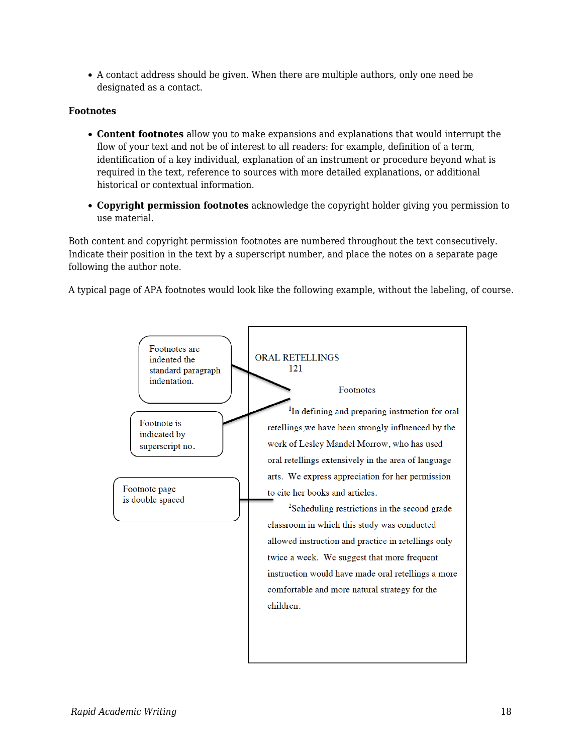- A contact address should be given. When there are multiple authors, only one need be designated as a contact.

**Footnotes**

- **Content footnotes** allow you to make expansions and explanations that would interrupt the flow of your text and not be of interest to all readers: for example, definition of a term, identification of a key individual, explanation of an instrument or procedure beyond what is required in the text, reference to sources with more detailed explanations, or additional historical or contextual information.
- **Copyright permission footnotes** acknowledge the copyright holder giving you permission to use material.

Both content and copyright permission footnotes are numbered throughout the text consecutively. Indicate their position in the text by a superscript number, and place the notes on a separate page following the author note.

A typical page of APA footnotes would look like the following example, without the labeling, of course.

Footnotes are indented the standard paragraph indentation.

Footnote is indicated by superscript no.

Footnote page is double spaced

ORAL RETELLINGS 121

Footnotes

[1]In defining and preparing instruction for oral retellings,we have been strongly influenced by the work of Lesley Mandel Morrow, who has used oral retellings extensively in the area of language arts. We express appreciation for her permission to cite her books and articles.

[2]Scheduling restrictions in the second grade classroom in which this study was conducted allowed instruction and practice in retellings only twice a week. We suggest that more frequent instruction would have made oral retellings a more comfortable and more natural strategy for the children.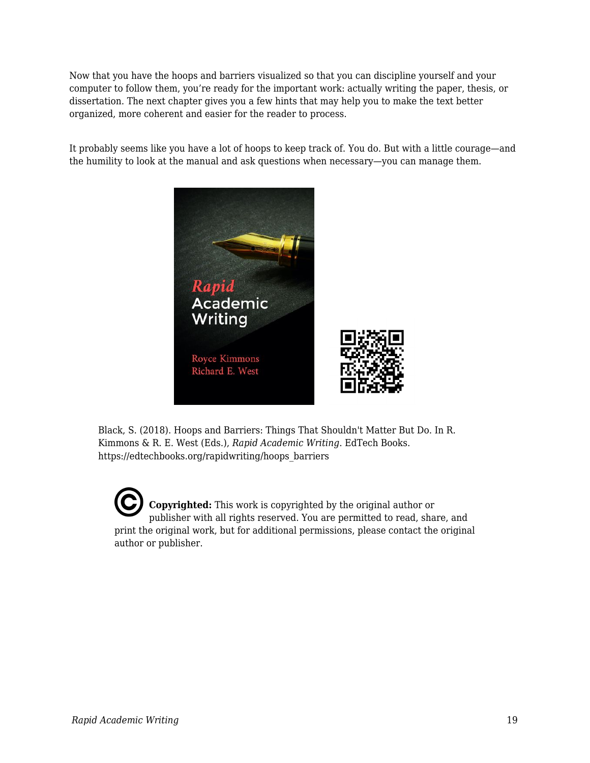Now that you have the hoops and barriers visualized so that you can discipline yourself and your computer to follow them, you're ready for the important work: actually writing the paper, thesis, or dissertation. The next chapter gives you a few hints that may help you to make the text better organized, more coherent and easier for the reader to process.

It probably seems like you have a lot of hoops to keep track of. You do. But with a little courage—and the humility to look at the manual and ask questions when necessary—you can manage them.

Black, S. (2018). Hoops and Barriers: Things That Shouldn't Matter But Do. In R. Kimmons & R. E. West (Eds.), *Rapid Academic Writing*. EdTech Books. https://edtechbooks.org/rapidwriting/hoops_barriers

**Copyrighted:** This work is copyrighted by the original author or publisher with all rights reserved. You are permitted to read, share, and print the original work, but for additional permissions, please contact the original author or publisher.